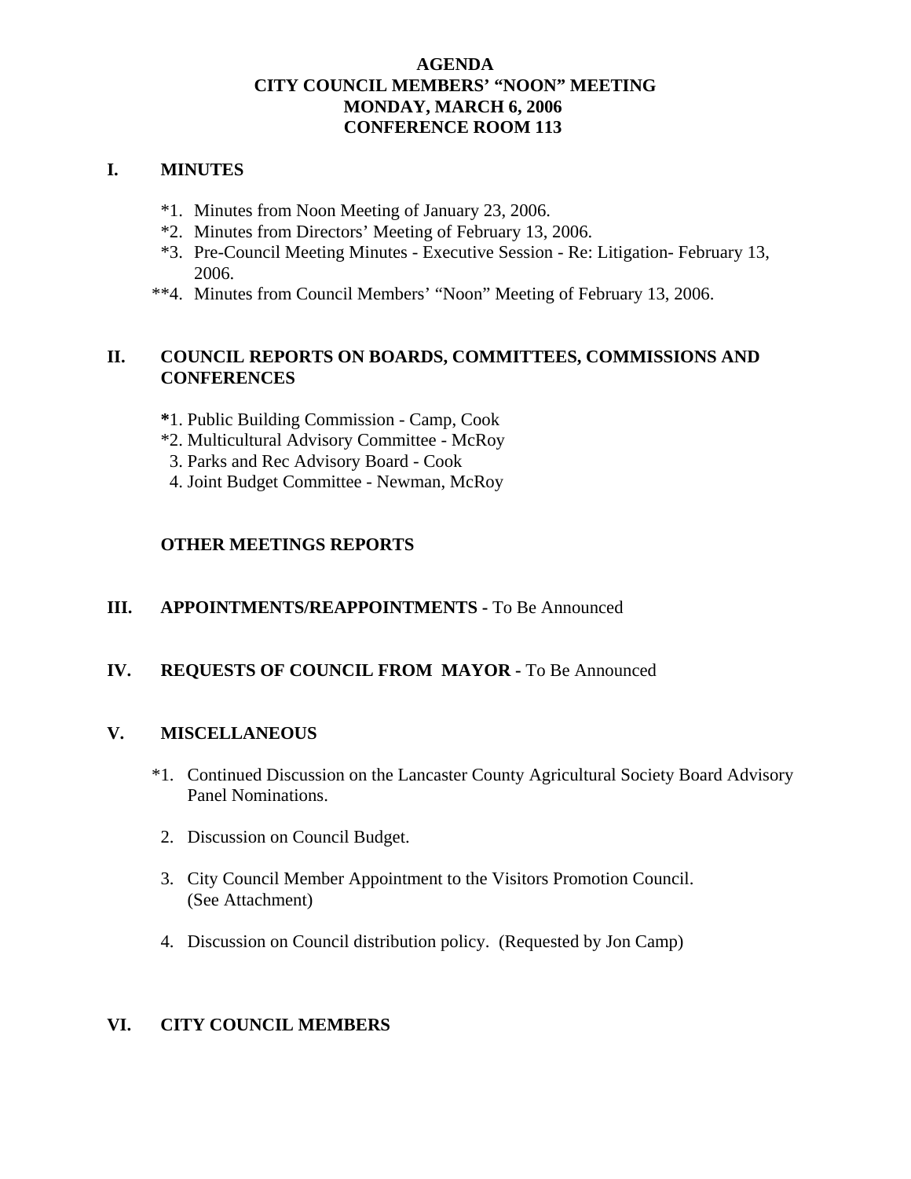# AGENDA
# CITY COUNCIL MEMBERS' "NOON" MEETING
# MONDAY, MARCH 6, 2006
# CONFERENCE ROOM 113

## I. MINUTES

*1. Minutes from Noon Meeting of January 23, 2006.
*2. Minutes from Directors' Meeting of February 13, 2006.
*3. Pre-Council Meeting Minutes - Executive Session - Re: Litigation- February 13, 2006.
**4. Minutes from Council Members' "Noon" Meeting of February 13, 2006.

## II. COUNCIL REPORTS ON BOARDS, COMMITTEES, COMMISSIONS AND CONFERENCES

*1. Public Building Commission - Camp, Cook
*2. Multicultural Advisory Committee - McRoy
3. Parks and Rec Advisory Board - Cook
4. Joint Budget Committee - Newman, McRoy

### OTHER MEETINGS REPORTS

## III. APPOINTMENTS/REAPPOINTMENTS - To Be Announced

## IV. REQUESTS OF COUNCIL FROM MAYOR - To Be Announced

## V. MISCELLANEOUS

*1. Continued Discussion on the Lancaster County Agricultural Society Board Advisory Panel Nominations.

2. Discussion on Council Budget.

3. City Council Member Appointment to the Visitors Promotion Council. (See Attachment)

4. Discussion on Council distribution policy. (Requested by Jon Camp)

## VI. CITY COUNCIL MEMBERS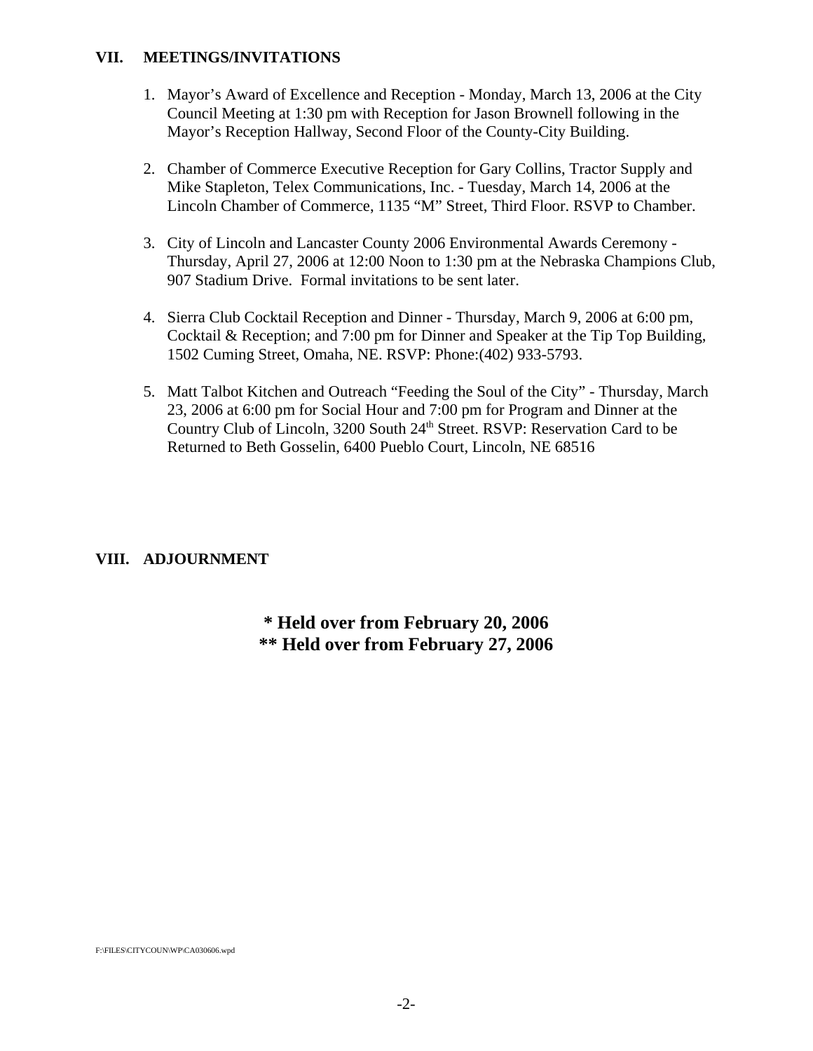## VII. MEETINGS/INVITATIONS

1. Mayor's Award of Excellence and Reception - Monday, March 13, 2006 at the City Council Meeting at 1:30 pm with Reception for Jason Brownell following in the Mayor's Reception Hallway, Second Floor of the County-City Building.

2. Chamber of Commerce Executive Reception for Gary Collins, Tractor Supply and Mike Stapleton, Telex Communications, Inc. - Tuesday, March 14, 2006 at the Lincoln Chamber of Commerce, 1135 "M" Street, Third Floor. RSVP to Chamber.

3. City of Lincoln and Lancaster County 2006 Environmental Awards Ceremony - Thursday, April 27, 2006 at 12:00 Noon to 1:30 pm at the Nebraska Champions Club, 907 Stadium Drive. Formal invitations to be sent later.

4. Sierra Club Cocktail Reception and Dinner - Thursday, March 9, 2006 at 6:00 pm, Cocktail & Reception; and 7:00 pm for Dinner and Speaker at the Tip Top Building, 1502 Cuming Street, Omaha, NE. RSVP: Phone:(402) 933-5793.

5. Matt Talbot Kitchen and Outreach "Feeding the Soul of the City" - Thursday, March 23, 2006 at 6:00 pm for Social Hour and 7:00 pm for Program and Dinner at the Country Club of Lincoln, 3200 South 24th Street. RSVP: Reservation Card to be Returned to Beth Gosselin, 6400 Pueblo Court, Lincoln, NE 68516

## VIII. ADJOURNMENT

**\* Held over from February 20, 2006**
**\*\* Held over from February 27, 2006**

F:\FILES\CITYCOUN\WP\CA030606.wpd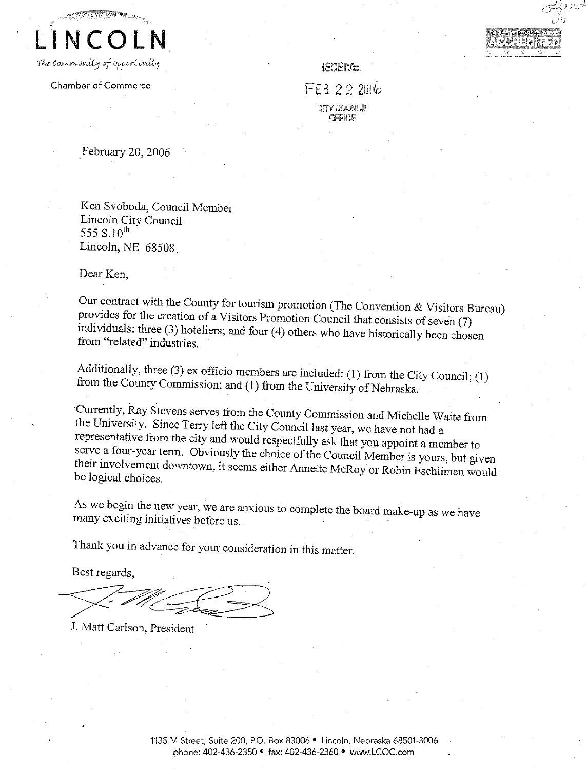**LINCOLN**

*The Community of Opportunity*

Chamber of Commerce

ACCREDITED

RECEIVED

FEB 22 2006

CITY COUNCIL OFFICE

February 20, 2006

Ken Svoboda, Council Member
Lincoln City Council
555 S.10th
Lincoln, NE 68508

Dear Ken,

Our contract with the County for tourism promotion (The Convention & Visitors Bureau) provides for the creation of a Visitors Promotion Council that consists of seven (7) individuals: three (3) hoteliers; and four (4) others who have historically been chosen from "related" industries.

Additionally, three (3) ex officio members are included: (1) from the City Council; (1) from the County Commission; and (1) from the University of Nebraska.

Currently, Ray Stevens serves from the County Commission and Michelle Waite from the University. Since Terry left the City Council last year, we have not had a representative from the city and would respectfully ask that you appoint a member to serve a four-year term. Obviously the choice of the Council Member is yours, but given their involvement downtown, it seems either Annette McRoy or Robin Eschliman would be logical choices.

As we begin the new year, we are anxious to complete the board make-up as we have many exciting initiatives before us.

Thank you in advance for your consideration in this matter.

Best regards,

J. Matt Carlson, President

1135 M Street, Suite 200, P.O. Box 83006 • Lincoln, Nebraska 68501-3006
phone: 402-436-2350 • fax: 402-436-2360 • www.LCOC.com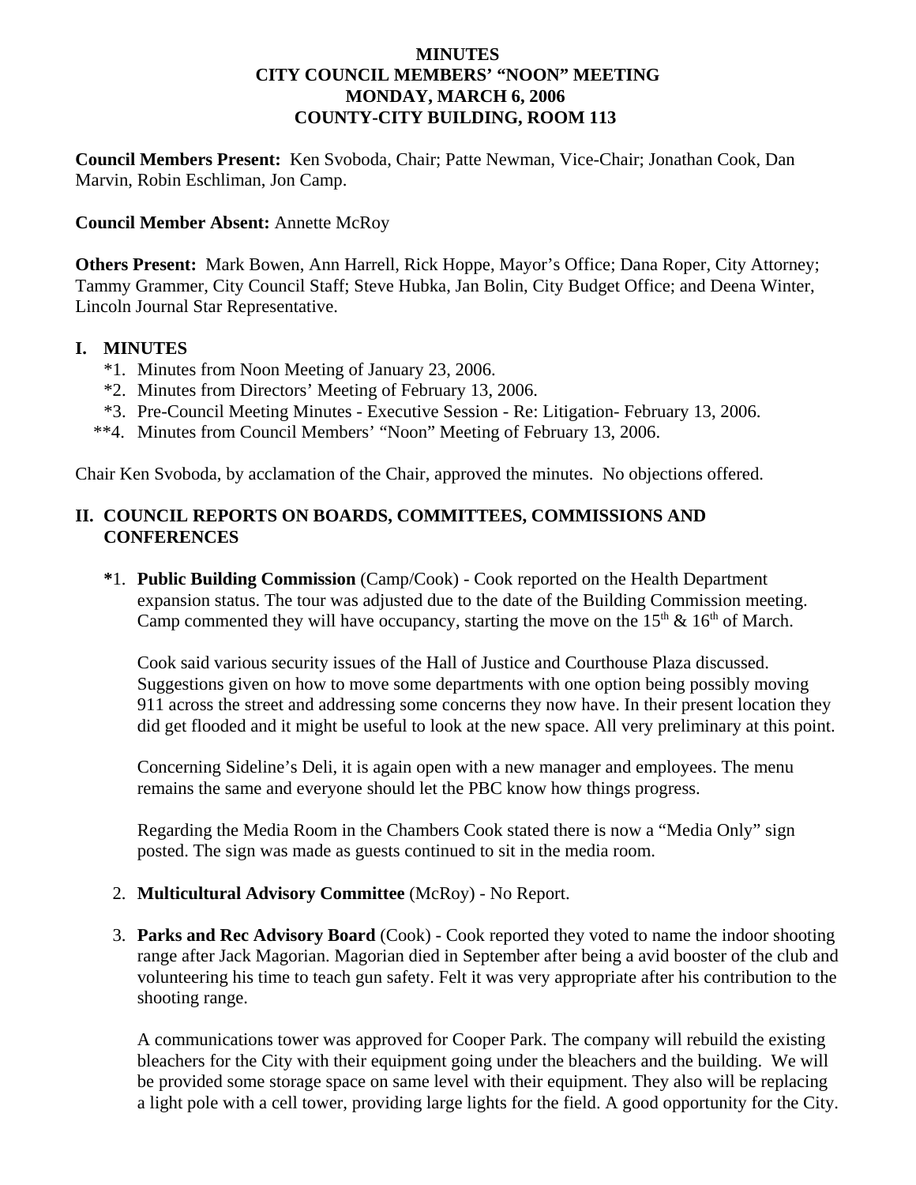**MINUTES**
**CITY COUNCIL MEMBERS' "NOON" MEETING**
**MONDAY, MARCH 6, 2006**
**COUNTY-CITY BUILDING, ROOM 113**

**Council Members Present:** Ken Svoboda, Chair; Patte Newman, Vice-Chair; Jonathan Cook, Dan Marvin, Robin Eschliman, Jon Camp.

**Council Member Absent:** Annette McRoy

**Others Present:** Mark Bowen, Ann Harrell, Rick Hoppe, Mayor's Office; Dana Roper, City Attorney; Tammy Grammer, City Council Staff; Steve Hubka, Jan Bolin, City Budget Office; and Deena Winter, Lincoln Journal Star Representative.

## I. MINUTES

*1. Minutes from Noon Meeting of January 23, 2006.
*2. Minutes from Directors' Meeting of February 13, 2006.
*3. Pre-Council Meeting Minutes - Executive Session - Re: Litigation- February 13, 2006.
**4. Minutes from Council Members' "Noon" Meeting of February 13, 2006.

Chair Ken Svoboda, by acclamation of the Chair, approved the minutes. No objections offered.

## II. COUNCIL REPORTS ON BOARDS, COMMITTEES, COMMISSIONS AND CONFERENCES

**\*1. Public Building Commission** (Camp/Cook) - Cook reported on the Health Department expansion status. The tour was adjusted due to the date of the Building Commission meeting. Camp commented they will have occupancy, starting the move on the 15th & 16th of March.

Cook said various security issues of the Hall of Justice and Courthouse Plaza discussed. Suggestions given on how to move some departments with one option being possibly moving 911 across the street and addressing some concerns they now have. In their present location they did get flooded and it might be useful to look at the new space. All very preliminary at this point.

Concerning Sideline's Deli, it is again open with a new manager and employees. The menu remains the same and everyone should let the PBC know how things progress.

Regarding the Media Room in the Chambers Cook stated there is now a "Media Only" sign posted. The sign was made as guests continued to sit in the media room.

2. **Multicultural Advisory Committee** (McRoy) - No Report.

3. **Parks and Rec Advisory Board** (Cook) - Cook reported they voted to name the indoor shooting range after Jack Magorian. Magorian died in September after being a avid booster of the club and volunteering his time to teach gun safety. Felt it was very appropriate after his contribution to the shooting range.

A communications tower was approved for Cooper Park. The company will rebuild the existing bleachers for the City with their equipment going under the bleachers and the building. We will be provided some storage space on same level with their equipment. They also will be replacing a light pole with a cell tower, providing large lights for the field. A good opportunity for the City.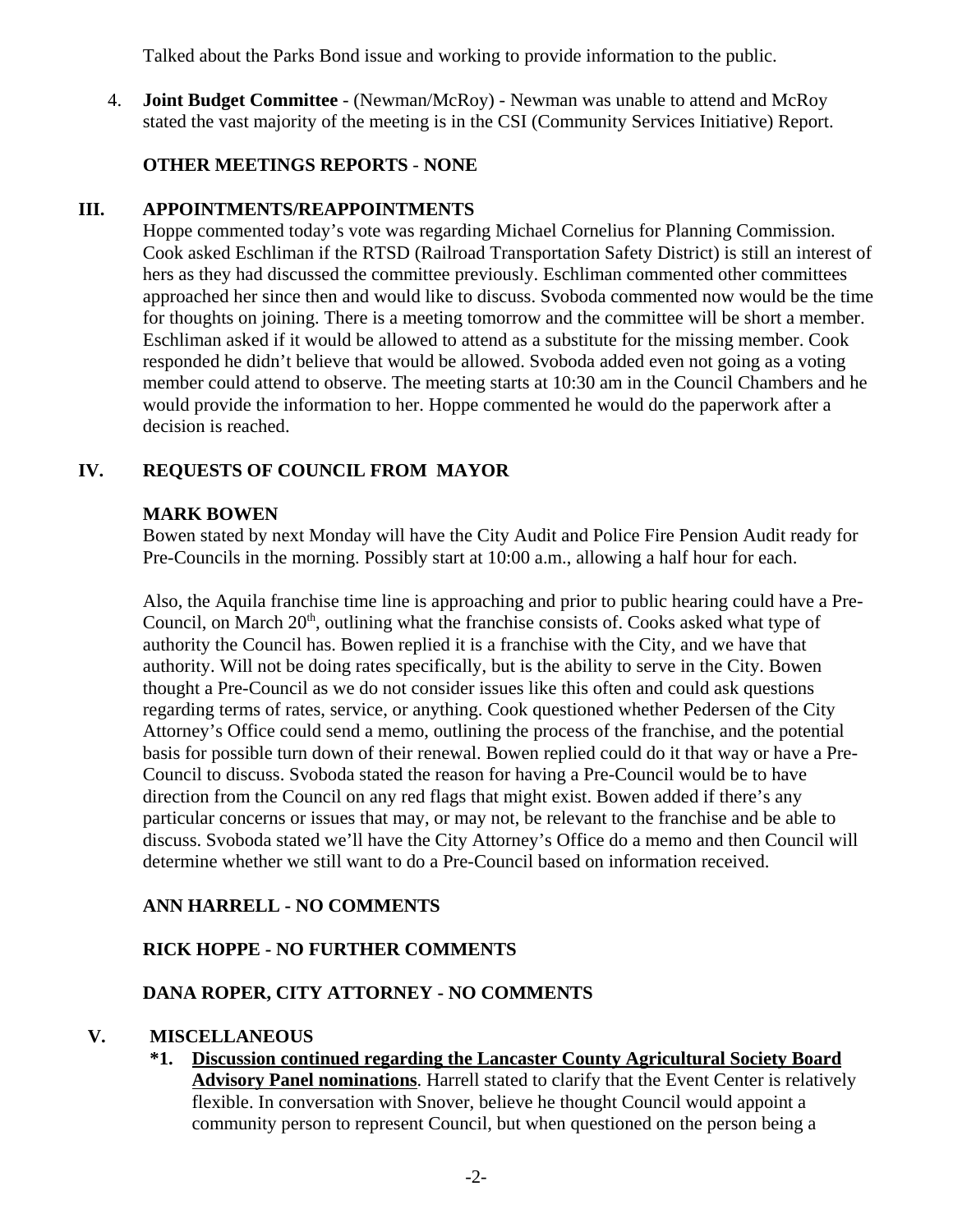Talked about the Parks Bond issue and working to provide information to the public.

4. **Joint Budget Committee** - (Newman/McRoy) - Newman was unable to attend and McRoy stated the vast majority of the meeting is in the CSI (Community Services Initiative) Report.

**OTHER MEETINGS REPORTS** - **NONE**

## III. APPOINTMENTS/REAPPOINTMENTS

Hoppe commented today's vote was regarding Michael Cornelius for Planning Commission. Cook asked Eschliman if the RTSD (Railroad Transportation Safety District) is still an interest of hers as they had discussed the committee previously. Eschliman commented other committees approached her since then and would like to discuss. Svoboda commented now would be the time for thoughts on joining. There is a meeting tomorrow and the committee will be short a member. Eschliman asked if it would be allowed to attend as a substitute for the missing member. Cook responded he didn't believe that would be allowed. Svoboda added even not going as a voting member could attend to observe. The meeting starts at 10:30 am in the Council Chambers and he would provide the information to her. Hoppe commented he would do the paperwork after a decision is reached.

## IV. REQUESTS OF COUNCIL FROM MAYOR

**MARK BOWEN**

Bowen stated by next Monday will have the City Audit and Police Fire Pension Audit ready for Pre-Councils in the morning. Possibly start at 10:00 a.m., allowing a half hour for each.

Also, the Aquila franchise time line is approaching and prior to public hearing could have a Pre-Council, on March 20th, outlining what the franchise consists of. Cooks asked what type of authority the Council has. Bowen replied it is a franchise with the City, and we have that authority. Will not be doing rates specifically, but is the ability to serve in the City. Bowen thought a Pre-Council as we do not consider issues like this often and could ask questions regarding terms of rates, service, or anything. Cook questioned whether Pedersen of the City Attorney's Office could send a memo, outlining the process of the franchise, and the potential basis for possible turn down of their renewal. Bowen replied could do it that way or have a Pre-Council to discuss. Svoboda stated the reason for having a Pre-Council would be to have direction from the Council on any red flags that might exist. Bowen added if there's any particular concerns or issues that may, or may not, be relevant to the franchise and be able to discuss. Svoboda stated we'll have the City Attorney's Office do a memo and then Council will determine whether we still want to do a Pre-Council based on information received.

**ANN HARRELL - NO COMMENTS**

**RICK HOPPE - NO FURTHER COMMENTS**

**DANA ROPER, CITY ATTORNEY - NO COMMENTS**

## V. MISCELLANEOUS

**\*1.** **<u>Discussion continued regarding the Lancaster County Agricultural Society Board Advisory Panel nominations</u>**. Harrell stated to clarify that the Event Center is relatively flexible. In conversation with Snover, believe he thought Council would appoint a community person to represent Council, but when questioned on the person being a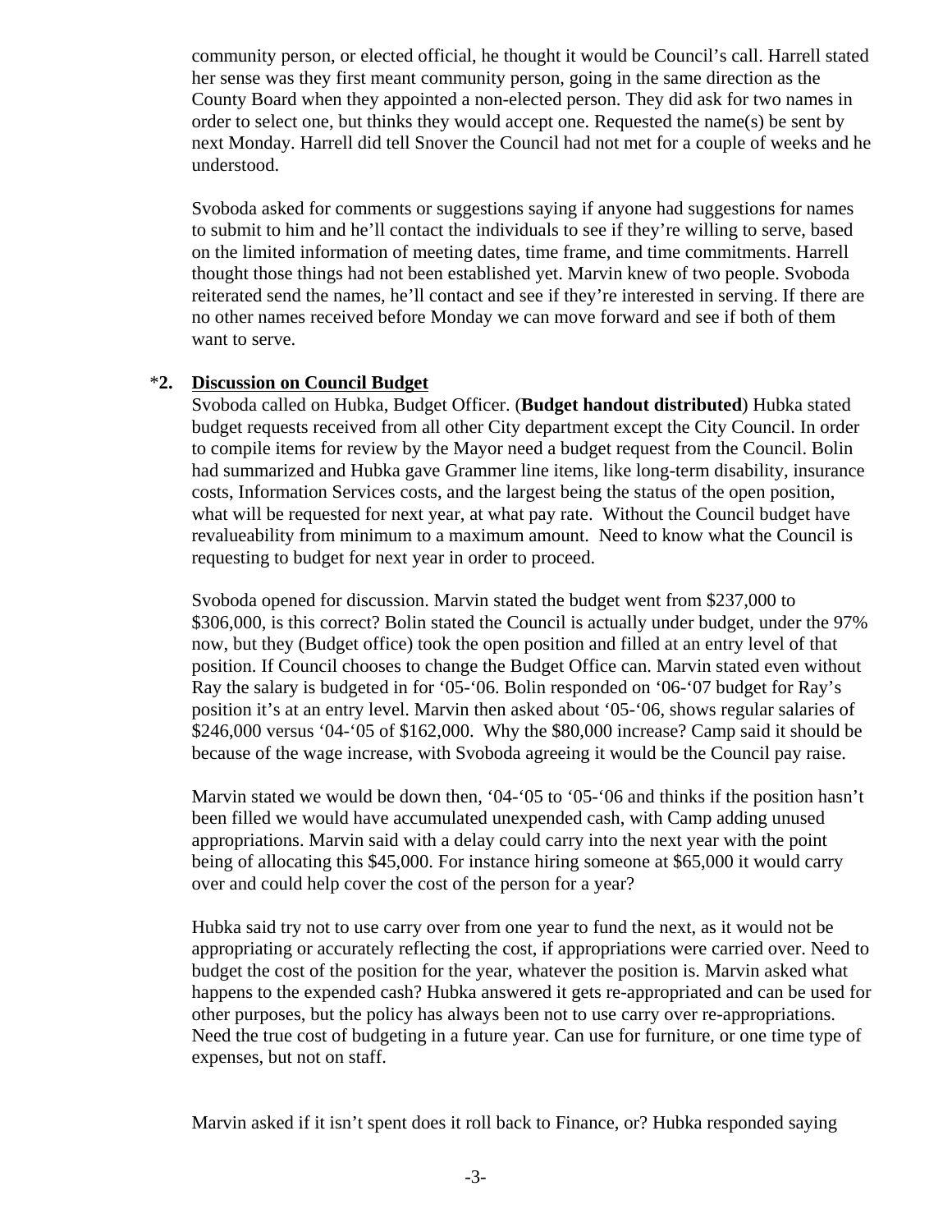community person, or elected official, he thought it would be Council's call. Harrell stated her sense was they first meant community person, going in the same direction as the County Board when they appointed a non-elected person. They did ask for two names in order to select one, but thinks they would accept one. Requested the name(s) be sent by next Monday. Harrell did tell Snover the Council had not met for a couple of weeks and he understood.

Svoboda asked for comments or suggestions saying if anyone had suggestions for names to submit to him and he'll contact the individuals to see if they're willing to serve, based on the limited information of meeting dates, time frame, and time commitments. Harrell thought those things had not been established yet. Marvin knew of two people. Svoboda reiterated send the names, he'll contact and see if they're interested in serving. If there are no other names received before Monday we can move forward and see if both of them want to serve.

*__2. Discussion on Council Budget__

Svoboda called on Hubka, Budget Officer. (**Budget handout distributed**) Hubka stated budget requests received from all other City department except the City Council. In order to compile items for review by the Mayor need a budget request from the Council. Bolin had summarized and Hubka gave Grammer line items, like long-term disability, insurance costs, Information Services costs, and the largest being the status of the open position, what will be requested for next year, at what pay rate. Without the Council budget have revalueability from minimum to a maximum amount. Need to know what the Council is requesting to budget for next year in order to proceed.

Svoboda opened for discussion. Marvin stated the budget went from $237,000 to $306,000, is this correct? Bolin stated the Council is actually under budget, under the 97% now, but they (Budget office) took the open position and filled at an entry level of that position. If Council chooses to change the Budget Office can. Marvin stated even without Ray the salary is budgeted in for '05-'06. Bolin responded on '06-'07 budget for Ray's position it's at an entry level. Marvin then asked about '05-'06, shows regular salaries of $246,000 versus '04-'05 of $162,000. Why the $80,000 increase? Camp said it should be because of the wage increase, with Svoboda agreeing it would be the Council pay raise.

Marvin stated we would be down then, '04-'05 to '05-'06 and thinks if the position hasn't been filled we would have accumulated unexpended cash, with Camp adding unused appropriations. Marvin said with a delay could carry into the next year with the point being of allocating this $45,000. For instance hiring someone at $65,000 it would carry over and could help cover the cost of the person for a year?

Hubka said try not to use carry over from one year to fund the next, as it would not be appropriating or accurately reflecting the cost, if appropriations were carried over. Need to budget the cost of the position for the year, whatever the position is. Marvin asked what happens to the expended cash? Hubka answered it gets re-appropriated and can be used for other purposes, but the policy has always been not to use carry over re-appropriations. Need the true cost of budgeting in a future year. Can use for furniture, or one time type of expenses, but not on staff.

Marvin asked if it isn't spent does it roll back to Finance, or? Hubka responded saying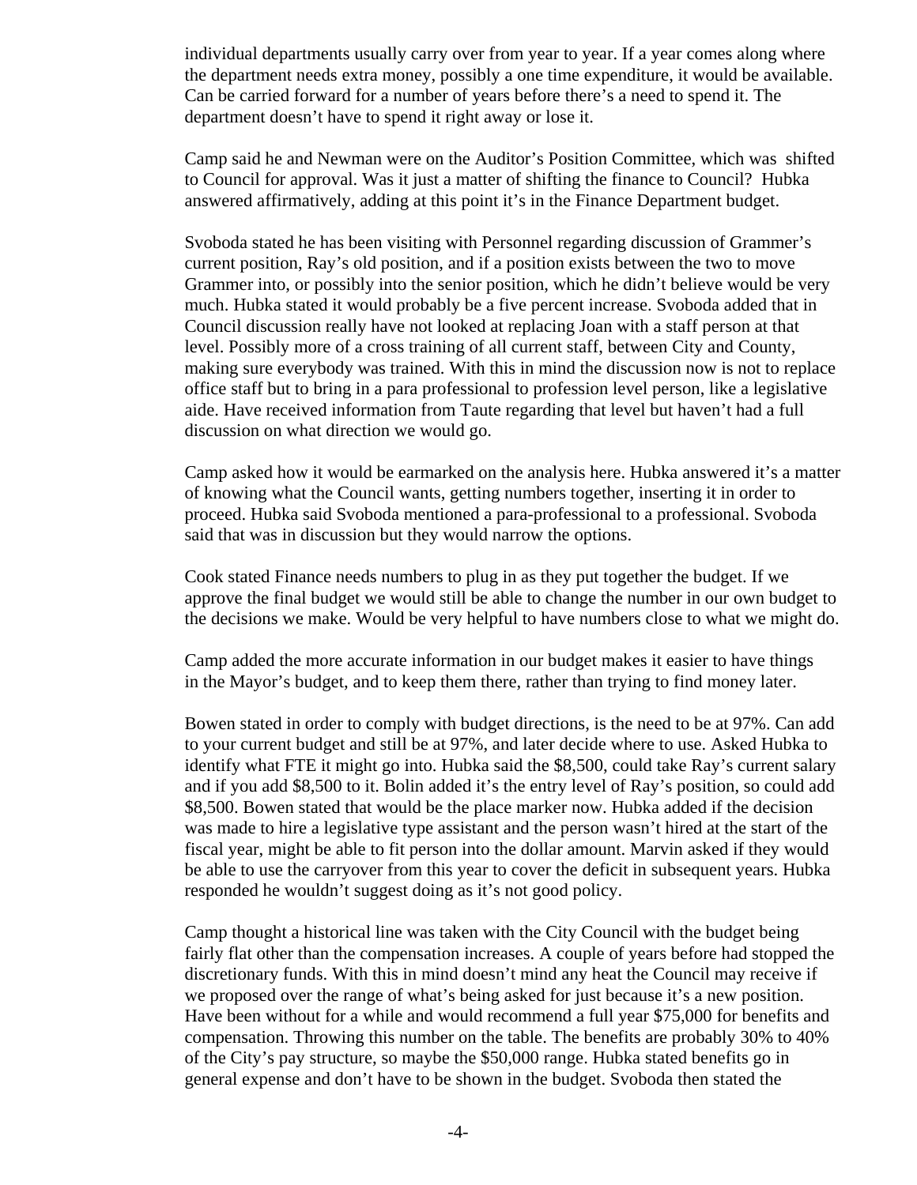individual departments usually carry over from year to year. If a year comes along where the department needs extra money, possibly a one time expenditure, it would be available. Can be carried forward for a number of years before there's a need to spend it. The department doesn't have to spend it right away or lose it.

Camp said he and Newman were on the Auditor's Position Committee, which was shifted to Council for approval. Was it just a matter of shifting the finance to Council? Hubka answered affirmatively, adding at this point it's in the Finance Department budget.

Svoboda stated he has been visiting with Personnel regarding discussion of Grammer's current position, Ray's old position, and if a position exists between the two to move Grammer into, or possibly into the senior position, which he didn't believe would be very much. Hubka stated it would probably be a five percent increase. Svoboda added that in Council discussion really have not looked at replacing Joan with a staff person at that level. Possibly more of a cross training of all current staff, between City and County, making sure everybody was trained. With this in mind the discussion now is not to replace office staff but to bring in a para professional to profession level person, like a legislative aide. Have received information from Taute regarding that level but haven't had a full discussion on what direction we would go.

Camp asked how it would be earmarked on the analysis here. Hubka answered it's a matter of knowing what the Council wants, getting numbers together, inserting it in order to proceed. Hubka said Svoboda mentioned a para-professional to a professional. Svoboda said that was in discussion but they would narrow the options.

Cook stated Finance needs numbers to plug in as they put together the budget. If we approve the final budget we would still be able to change the number in our own budget to the decisions we make. Would be very helpful to have numbers close to what we might do.

Camp added the more accurate information in our budget makes it easier to have things in the Mayor's budget, and to keep them there, rather than trying to find money later.

Bowen stated in order to comply with budget directions, is the need to be at 97%. Can add to your current budget and still be at 97%, and later decide where to use. Asked Hubka to identify what FTE it might go into. Hubka said the $8,500, could take Ray's current salary and if you add $8,500 to it. Bolin added it's the entry level of Ray's position, so could add $8,500. Bowen stated that would be the place marker now. Hubka added if the decision was made to hire a legislative type assistant and the person wasn't hired at the start of the fiscal year, might be able to fit person into the dollar amount. Marvin asked if they would be able to use the carryover from this year to cover the deficit in subsequent years. Hubka responded he wouldn't suggest doing as it's not good policy.

Camp thought a historical line was taken with the City Council with the budget being fairly flat other than the compensation increases. A couple of years before had stopped the discretionary funds. With this in mind doesn't mind any heat the Council may receive if we proposed over the range of what's being asked for just because it's a new position. Have been without for a while and would recommend a full year $75,000 for benefits and compensation. Throwing this number on the table. The benefits are probably 30% to 40% of the City's pay structure, so maybe the $50,000 range. Hubka stated benefits go in general expense and don't have to be shown in the budget. Svoboda then stated the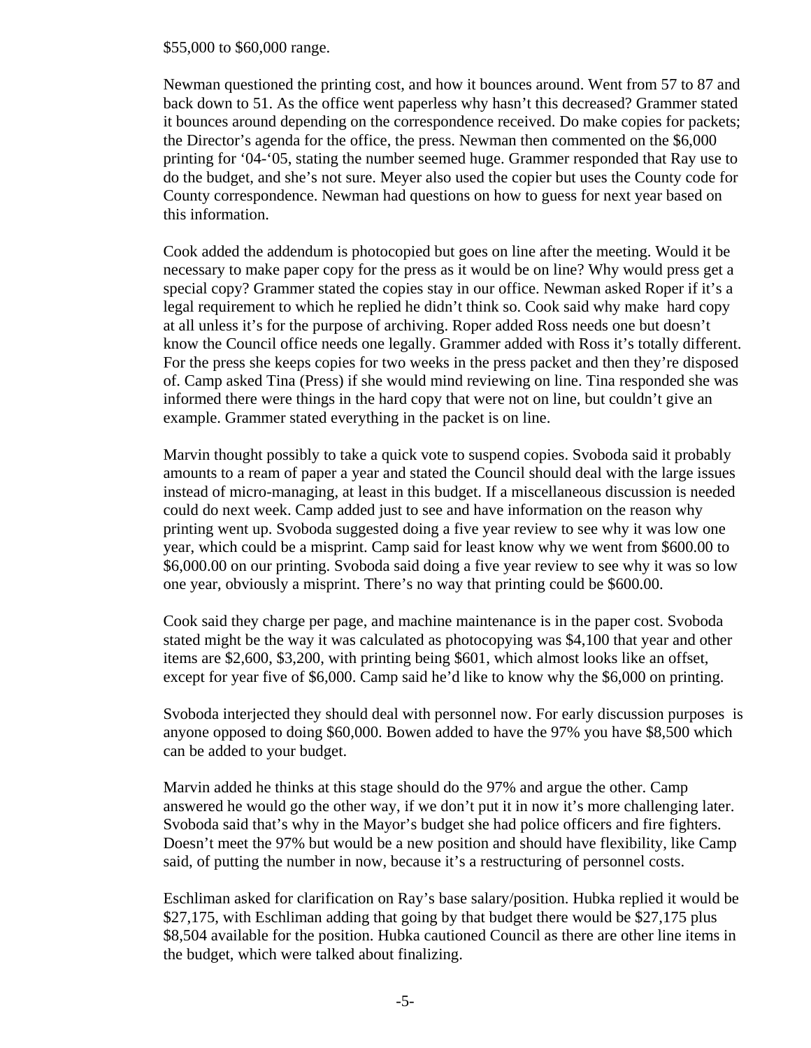$55,000 to $60,000 range.

Newman questioned the printing cost, and how it bounces around. Went from 57 to 87 and back down to 51. As the office went paperless why hasn't this decreased? Grammer stated it bounces around depending on the correspondence received. Do make copies for packets; the Director's agenda for the office, the press. Newman then commented on the $6,000 printing for '04-'05, stating the number seemed huge. Grammer responded that Ray use to do the budget, and she's not sure. Meyer also used the copier but uses the County code for County correspondence. Newman had questions on how to guess for next year based on this information.

Cook added the addendum is photocopied but goes on line after the meeting. Would it be necessary to make paper copy for the press as it would be on line? Why would press get a special copy? Grammer stated the copies stay in our office. Newman asked Roper if it's a legal requirement to which he replied he didn't think so. Cook said why make hard copy at all unless it's for the purpose of archiving. Roper added Ross needs one but doesn't know the Council office needs one legally. Grammer added with Ross it's totally different. For the press she keeps copies for two weeks in the press packet and then they're disposed of. Camp asked Tina (Press) if she would mind reviewing on line. Tina responded she was informed there were things in the hard copy that were not on line, but couldn't give an example. Grammer stated everything in the packet is on line.

Marvin thought possibly to take a quick vote to suspend copies. Svoboda said it probably amounts to a ream of paper a year and stated the Council should deal with the large issues instead of micro-managing, at least in this budget. If a miscellaneous discussion is needed could do next week. Camp added just to see and have information on the reason why printing went up. Svoboda suggested doing a five year review to see why it was low one year, which could be a misprint. Camp said for least know why we went from $600.00 to $6,000.00 on our printing. Svoboda said doing a five year review to see why it was so low one year, obviously a misprint. There's no way that printing could be $600.00.

Cook said they charge per page, and machine maintenance is in the paper cost. Svoboda stated might be the way it was calculated as photocopying was $4,100 that year and other items are $2,600, $3,200, with printing being $601, which almost looks like an offset, except for year five of $6,000. Camp said he'd like to know why the $6,000 on printing.

Svoboda interjected they should deal with personnel now. For early discussion purposes is anyone opposed to doing $60,000. Bowen added to have the 97% you have $8,500 which can be added to your budget.

Marvin added he thinks at this stage should do the 97% and argue the other. Camp answered he would go the other way, if we don't put it in now it's more challenging later. Svoboda said that's why in the Mayor's budget she had police officers and fire fighters. Doesn't meet the 97% but would be a new position and should have flexibility, like Camp said, of putting the number in now, because it's a restructuring of personnel costs.

Eschliman asked for clarification on Ray's base salary/position. Hubka replied it would be $27,175, with Eschliman adding that going by that budget there would be $27,175 plus $8,504 available for the position. Hubka cautioned Council as there are other line items in the budget, which were talked about finalizing.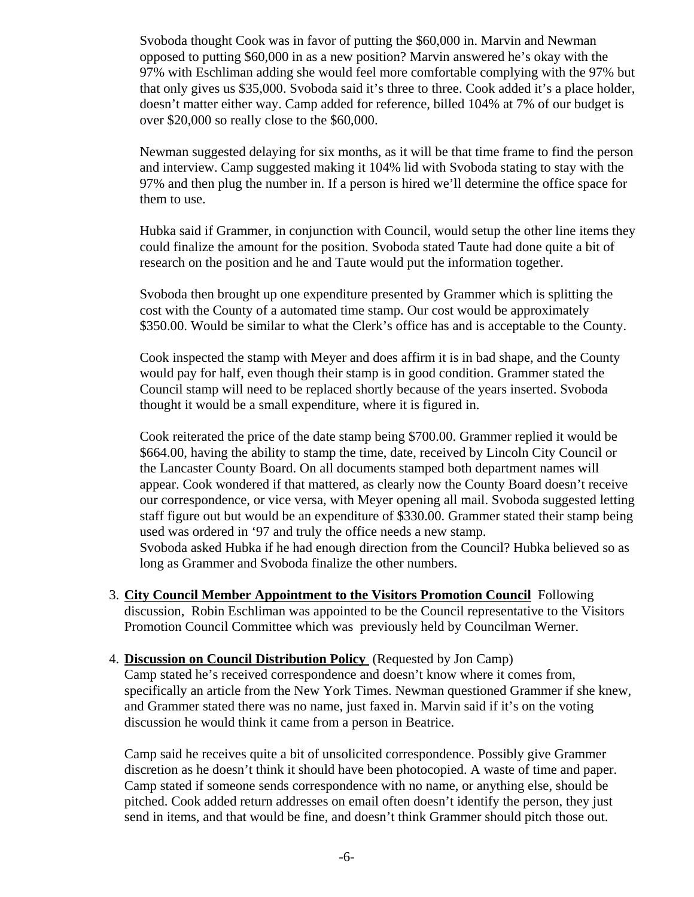Svoboda thought Cook was in favor of putting the $60,000 in. Marvin and Newman opposed to putting $60,000 in as a new position? Marvin answered he's okay with the 97% with Eschliman adding she would feel more comfortable complying with the 97% but that only gives us $35,000. Svoboda said it's three to three. Cook added it's a place holder, doesn't matter either way. Camp added for reference, billed 104% at 7% of our budget is over $20,000 so really close to the $60,000.

Newman suggested delaying for six months, as it will be that time frame to find the person and interview. Camp suggested making it 104% lid with Svoboda stating to stay with the 97% and then plug the number in. If a person is hired we'll determine the office space for them to use.

Hubka said if Grammer, in conjunction with Council, would setup the other line items they could finalize the amount for the position. Svoboda stated Taute had done quite a bit of research on the position and he and Taute would put the information together.

Svoboda then brought up one expenditure presented by Grammer which is splitting the cost with the County of a automated time stamp. Our cost would be approximately $350.00. Would be similar to what the Clerk's office has and is acceptable to the County.

Cook inspected the stamp with Meyer and does affirm it is in bad shape, and the County would pay for half, even though their stamp is in good condition. Grammer stated the Council stamp will need to be replaced shortly because of the years inserted. Svoboda thought it would be a small expenditure, where it is figured in.

Cook reiterated the price of the date stamp being $700.00. Grammer replied it would be $664.00, having the ability to stamp the time, date, received by Lincoln City Council or the Lancaster County Board. On all documents stamped both department names will appear. Cook wondered if that mattered, as clearly now the County Board doesn't receive our correspondence, or vice versa, with Meyer opening all mail. Svoboda suggested letting staff figure out but would be an expenditure of $330.00. Grammer stated their stamp being used was ordered in '97 and truly the office needs a new stamp.
Svoboda asked Hubka if he had enough direction from the Council? Hubka believed so as long as Grammer and Svoboda finalize the other numbers.

3. **City Council Member Appointment to the Visitors Promotion Council** Following discussion, Robin Eschliman was appointed to be the Council representative to the Visitors Promotion Council Committee which was previously held by Councilman Werner.

4. **Discussion on Council Distribution Policy** (Requested by Jon Camp)
Camp stated he's received correspondence and doesn't know where it comes from, specifically an article from the New York Times. Newman questioned Grammer if she knew, and Grammer stated there was no name, just faxed in. Marvin said if it's on the voting discussion he would think it came from a person in Beatrice.

   Camp said he receives quite a bit of unsolicited correspondence. Possibly give Grammer discretion as he doesn't think it should have been photocopied. A waste of time and paper. Camp stated if someone sends correspondence with no name, or anything else, should be pitched. Cook added return addresses on email often doesn't identify the person, they just send in items, and that would be fine, and doesn't think Grammer should pitch those out.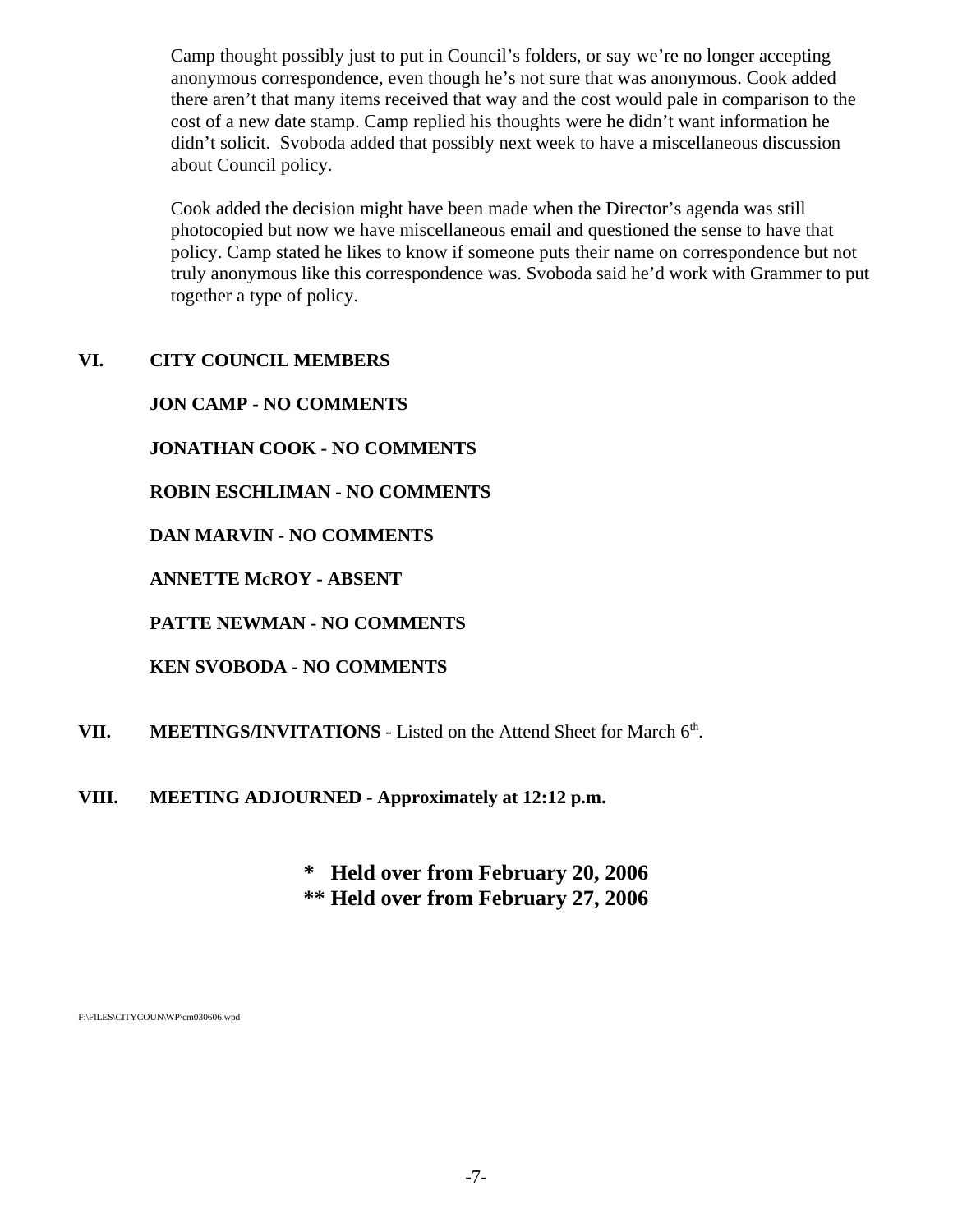Camp thought possibly just to put in Council's folders, or say we're no longer accepting anonymous correspondence, even though he's not sure that was anonymous. Cook added there aren't that many items received that way and the cost would pale in comparison to the cost of a new date stamp. Camp replied his thoughts were he didn't want information he didn't solicit. Svoboda added that possibly next week to have a miscellaneous discussion about Council policy.

Cook added the decision might have been made when the Director's agenda was still photocopied but now we have miscellaneous email and questioned the sense to have that policy. Camp stated he likes to know if someone puts their name on correspondence but not truly anonymous like this correspondence was. Svoboda said he'd work with Grammer to put together a type of policy.

## VI. CITY COUNCIL MEMBERS

**JON CAMP - NO COMMENTS**

**JONATHAN COOK - NO COMMENTS**

**ROBIN ESCHLIMAN - NO COMMENTS**

**DAN MARVIN - NO COMMENTS**

**ANNETTE McROY - ABSENT**

**PATTE NEWMAN - NO COMMENTS**

**KEN SVOBODA - NO COMMENTS**

## VII. MEETINGS/INVITATIONS - Listed on the Attend Sheet for March 6th.

## VIII. MEETING ADJOURNED - Approximately at 12:12 p.m.

**\* Held over from February 20, 2006**
**\*\* Held over from February 27, 2006**

F:\FILES\CITYCOUN\WP\cm030606.wpd